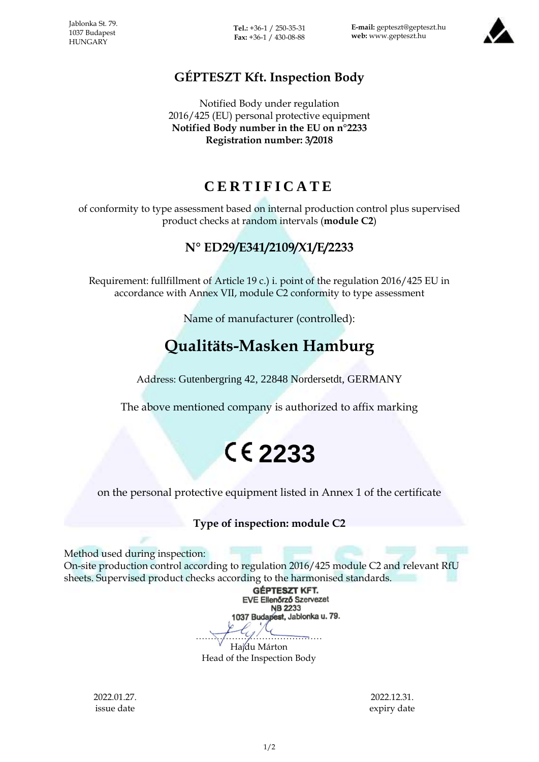Jablonka St. 79.
1037 Budapest
HUNGARY

**Tel.:** +36-1 / 250-35-31
**Fax:** +36-1 / 430-08-88

**E-mail:** gepteszt@gepteszt.hu
**web:** www.gepteszt.hu

## GÉPTESZT Kft. Inspection Body

Notified Body under regulation
2016/425 (EU) personal protective equipment
**Notified Body number in the EU on n°2233**
**Registration number: 3/2018**

# CERTIFICATE

of conformity to type assessment based on internal production control plus supervised product checks at random intervals (**module C2**)

## N° ED29/E341/2109/X1/E/2233

Requirement: fullfillment of Article 19 c.) i. point of the regulation 2016/425 EU in accordance with Annex VII, module C2 conformity to type assessment

Name of manufacturer (controlled):

# Qualitäts-Masken Hamburg

Address: Gutenbergring 42, 22848 Nordersetdt, GERMANY

The above mentioned company is authorized to affix marking

# CE 2233

on the personal protective equipment listed in Annex 1 of the certificate

**Type of inspection: module C2**

Method used during inspection:
On-site production control according to regulation 2016/425 module C2 and relevant RfU sheets. Supervised product checks according to the harmonised standards.

GÉPTESZT KFT.
EVE Ellenőrző Szervezet
NB 2233
1037 Budapest, Jablonka u. 79.

……………………………………
Hajdu Márton
Head of the Inspection Body

2022.01.27.
issue date

2022.12.31.
expiry date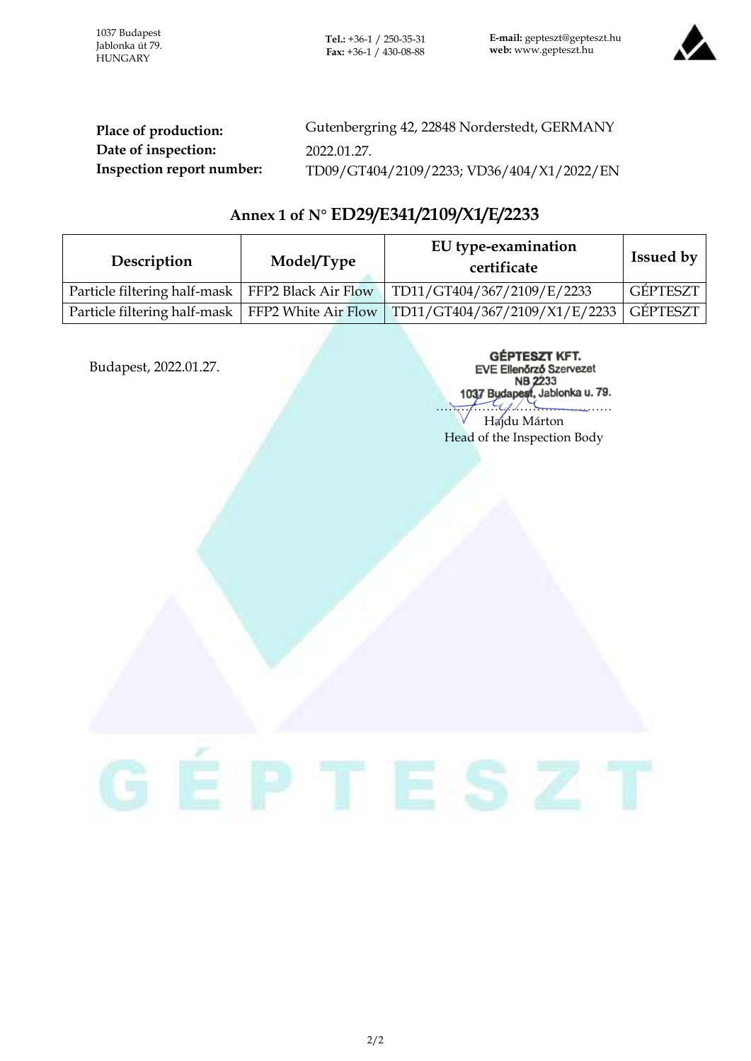1037 Budapest
Jablonka út 79.
HUNGARY

**Tel.:** +36-1 / 250-35-31
**Fax:** +36-1 / 430-08-88

**E-mail:** gepteszt@gepteszt.hu
**web:** www.gepteszt.hu

| | |
|---|---|
| **Place of production:** | Gutenbergring 42, 22848 Norderstedt, GERMANY |
| **Date of inspection:** | 2022.01.27. |
| **Inspection report number:** | TD09/GT404/2109/2233; VD36/404/X1/2022/EN |

## Annex 1 of N° ED29/E341/2109/X1/E/2233

| Description | Model/Type | EU type-examination certificate | Issued by |
|---|---|---|---|
| Particle filtering half-mask | FFP2 Black Air Flow | TD11/GT404/367/2109/E/2233 | GÉPTESZT |
| Particle filtering half-mask | FFP2 White Air Flow | TD11/GT404/367/2109/X1/E/2233 | GÉPTESZT |

Budapest, 2022.01.27.

GÉPTESZT KFT.
EVE Ellenőrző Szervezet
NB 2233
1037 Budapest, Jablonka u. 79.

Hajdu Márton
Head of the Inspection Body

GÉPTESZT